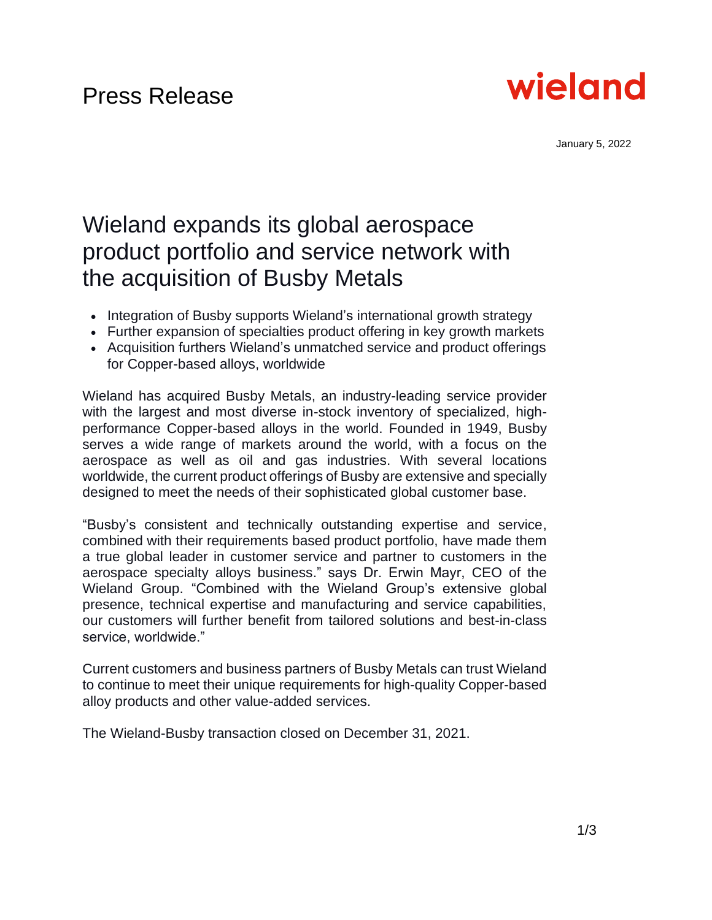Press Release

wieland

January 5, 2022

# Wieland expands its global aerospace product portfolio and service network with the acquisition of Busby Metals

- Integration of Busby supports Wieland's international growth strategy
- Further expansion of specialties product offering in key growth markets
- Acquisition furthers Wieland's unmatched service and product offerings for Copper-based alloys, worldwide

Wieland has acquired Busby Metals, an industry-leading service provider with the largest and most diverse in-stock inventory of specialized, high-performance Copper-based alloys in the world. Founded in 1949, Busby serves a wide range of markets around the world, with a focus on the aerospace as well as oil and gas industries. With several locations worldwide, the current product offerings of Busby are extensive and specially designed to meet the needs of their sophisticated global customer base.

"Busby's consistent and technically outstanding expertise and service, combined with their requirements based product portfolio, have made them a true global leader in customer service and partner to customers in the aerospace specialty alloys business." says Dr. Erwin Mayr, CEO of the Wieland Group. "Combined with the Wieland Group's extensive global presence, technical expertise and manufacturing and service capabilities, our customers will further benefit from tailored solutions and best-in-class service, worldwide."

Current customers and business partners of Busby Metals can trust Wieland to continue to meet their unique requirements for high-quality Copper-based alloy products and other value-added services.

The Wieland-Busby transaction closed on December 31, 2021.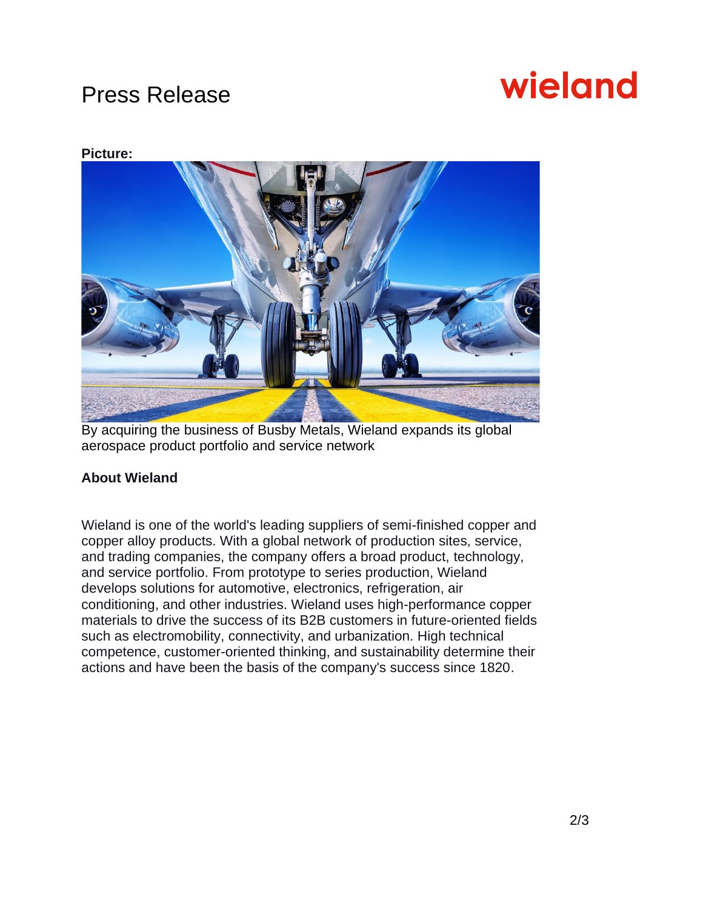**Picture:**

By acquiring the business of Busby Metals, Wieland expands its global aerospace product portfolio and service network

**About Wieland**

Wieland is one of the world's leading suppliers of semi-finished copper and copper alloy products. With a global network of production sites, service, and trading companies, the company offers a broad product, technology, and service portfolio. From prototype to series production, Wieland develops solutions for automotive, electronics, refrigeration, air conditioning, and other industries. Wieland uses high-performance copper materials to drive the success of its B2B customers in future-oriented fields such as electromobility, connectivity, and urbanization. High technical competence, customer-oriented thinking, and sustainability determine their actions and have been the basis of the company's success since 1820.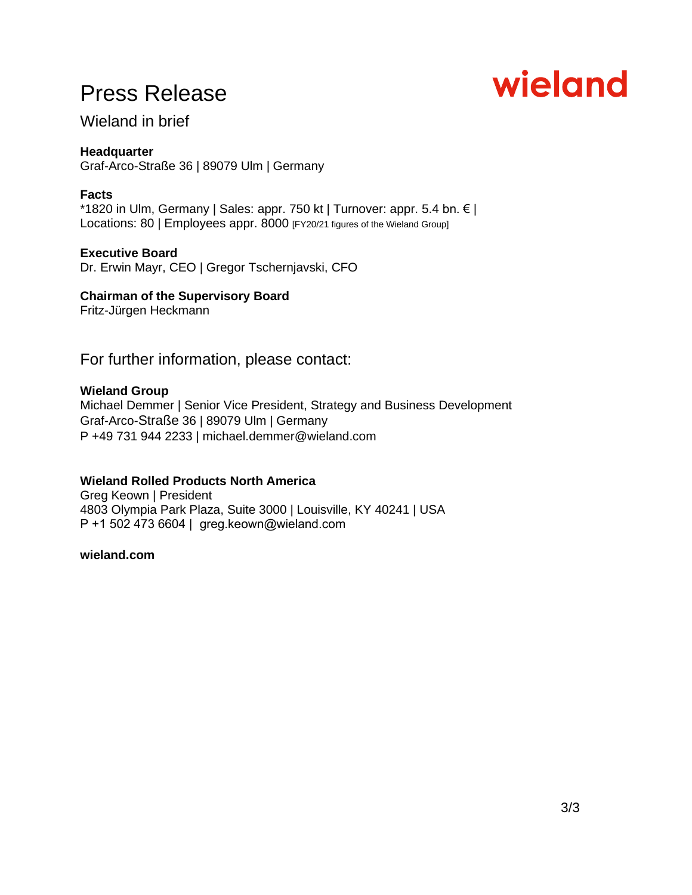# Press Release

wieland

## Wieland in brief

**Headquarter**
Graf-Arco-Straße 36 | 89079 Ulm | Germany

**Facts**
*1820 in Ulm, Germany | Sales: appr. 750 kt | Turnover: appr. 5.4 bn. € | Locations: 80 | Employees appr. 8000 [FY20/21 figures of the Wieland Group]

**Executive Board**
Dr. Erwin Mayr, CEO | Gregor Tschernjavski, CFO

**Chairman of the Supervisory Board**
Fritz-Jürgen Heckmann

## For further information, please contact:

**Wieland Group**
Michael Demmer | Senior Vice President, Strategy and Business Development
Graf-Arco-Straße 36 | 89079 Ulm | Germany
P +49 731 944 2233 | michael.demmer@wieland.com

**Wieland Rolled Products North America**
Greg Keown | President
4803 Olympia Park Plaza, Suite 3000 | Louisville, KY 40241 | USA
P +1 502 473 6604 | greg.keown@wieland.com

**wieland.com**